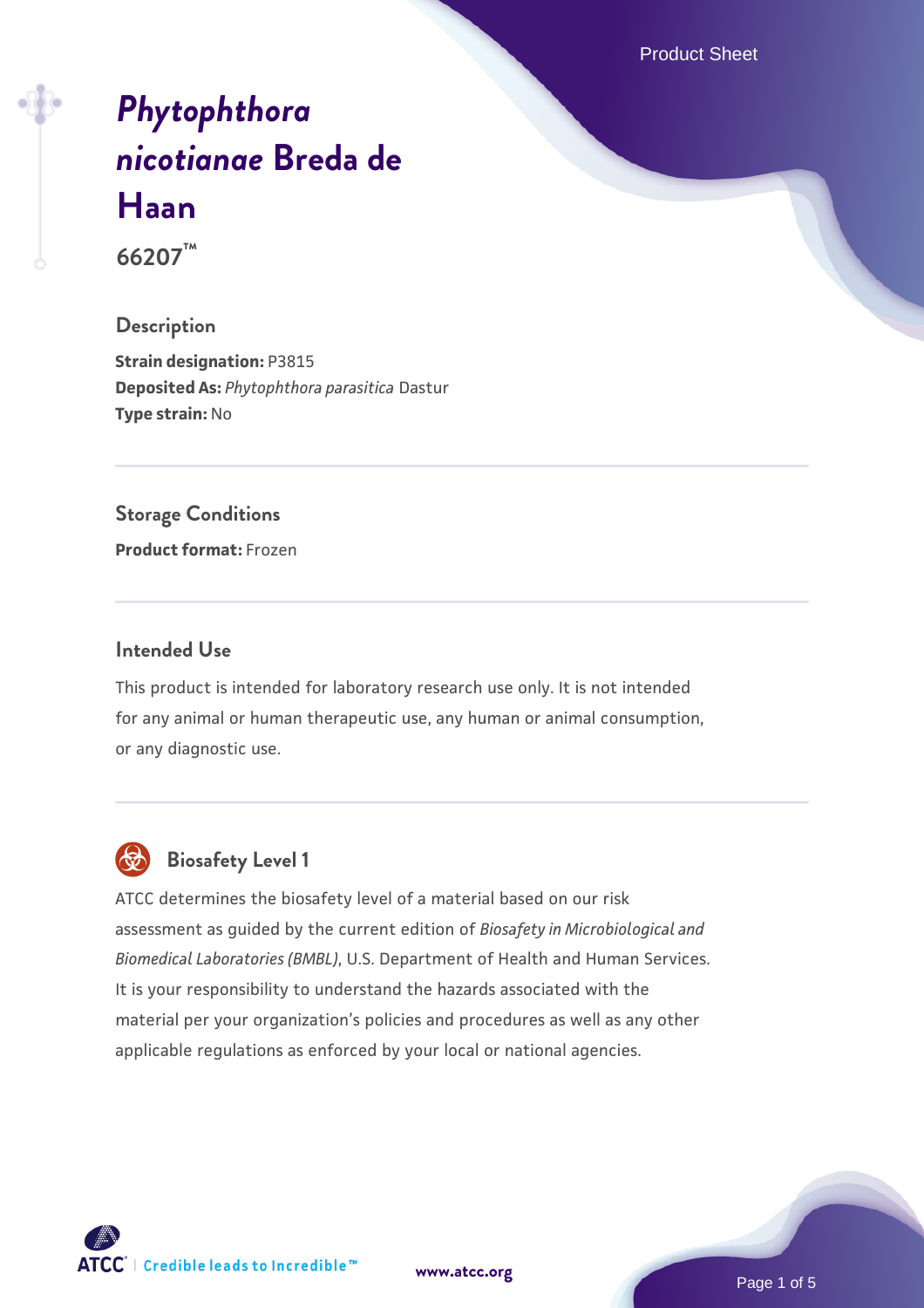# *Phytophthora nicotianae* Breda de Haan

**66207™**

## Description

**Strain designation:** P3815
**Deposited As:** *Phytophthora parasitica* Dastur
**Type strain:** No

## Storage Conditions

**Product format:** Frozen

## Intended Use

This product is intended for laboratory research use only. It is not intended for any animal or human therapeutic use, any human or animal consumption, or any diagnostic use.

## Biosafety Level 1

ATCC determines the biosafety level of a material based on our risk assessment as guided by the current edition of *Biosafety in Microbiological and Biomedical Laboratories (BMBL)*, U.S. Department of Health and Human Services. It is your responsibility to understand the hazards associated with the material per your organization's policies and procedures as well as any other applicable regulations as enforced by your local or national agencies.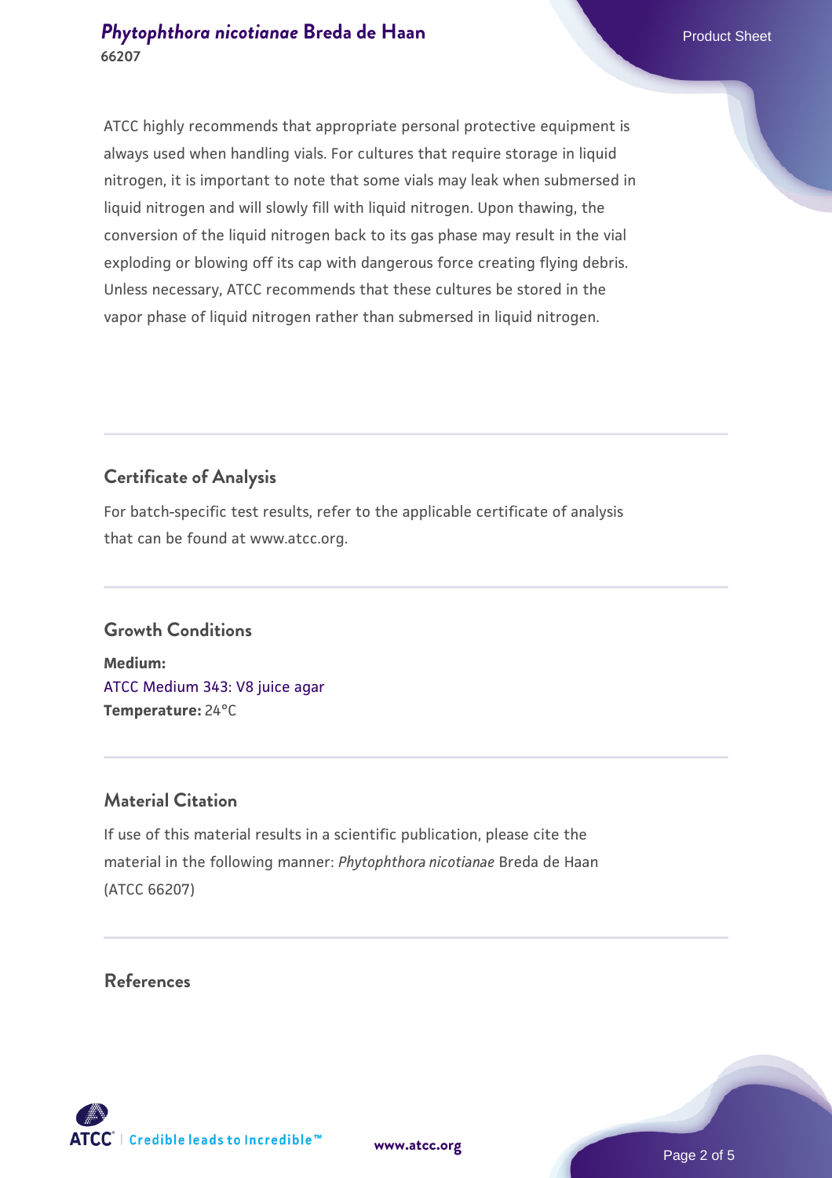ATCC highly recommends that appropriate personal protective equipment is always used when handling vials. For cultures that require storage in liquid nitrogen, it is important to note that some vials may leak when submersed in liquid nitrogen and will slowly fill with liquid nitrogen. Upon thawing, the conversion of the liquid nitrogen back to its gas phase may result in the vial exploding or blowing off its cap with dangerous force creating flying debris. Unless necessary, ATCC recommends that these cultures be stored in the vapor phase of liquid nitrogen rather than submersed in liquid nitrogen.

## Certificate of Analysis

For batch-specific test results, refer to the applicable certificate of analysis that can be found at www.atcc.org.

## Growth Conditions

**Medium:**
ATCC Medium 343: V8 juice agar
**Temperature:** 24°C

## Material Citation

If use of this material results in a scientific publication, please cite the material in the following manner: *Phytophthora nicotianae* Breda de Haan (ATCC 66207)

## References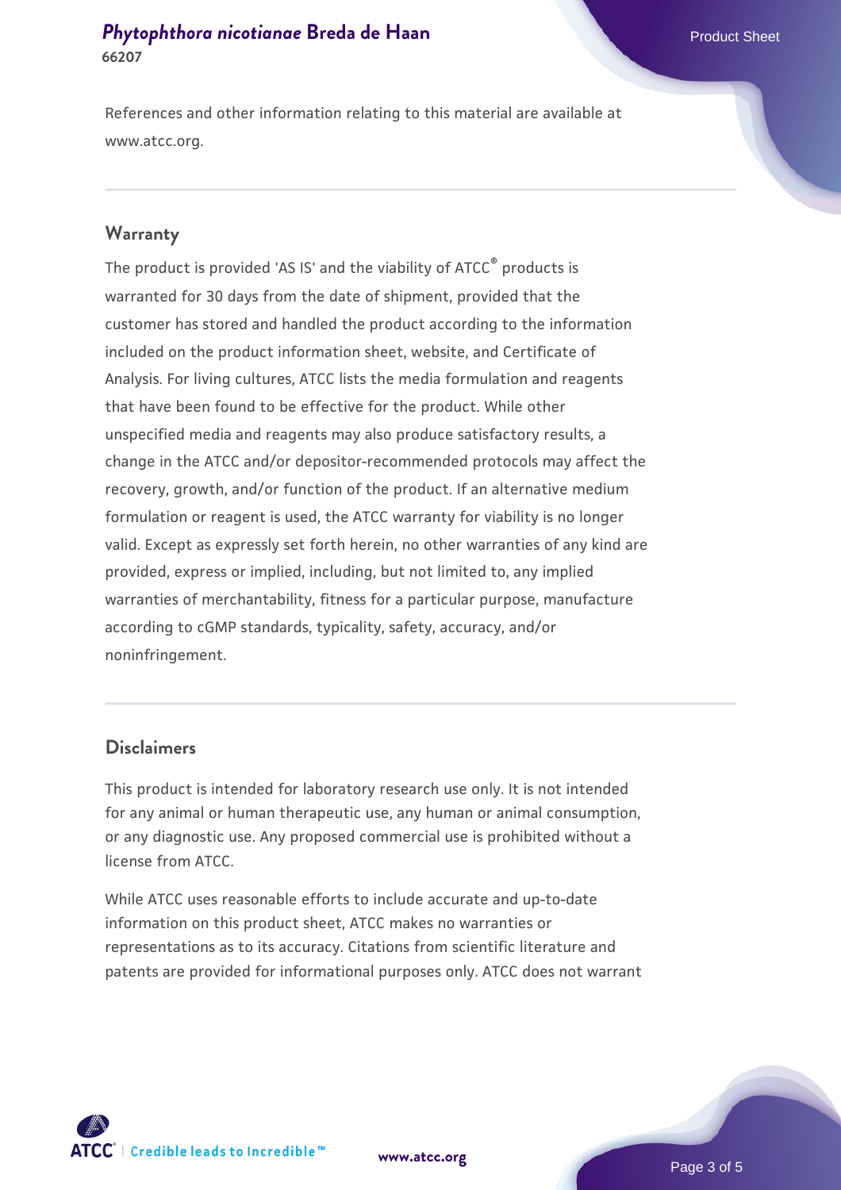References and other information relating to this material are available at www.atcc.org.

## Warranty

The product is provided 'AS IS' and the viability of ATCC® products is warranted for 30 days from the date of shipment, provided that the customer has stored and handled the product according to the information included on the product information sheet, website, and Certificate of Analysis. For living cultures, ATCC lists the media formulation and reagents that have been found to be effective for the product. While other unspecified media and reagents may also produce satisfactory results, a change in the ATCC and/or depositor-recommended protocols may affect the recovery, growth, and/or function of the product. If an alternative medium formulation or reagent is used, the ATCC warranty for viability is no longer valid. Except as expressly set forth herein, no other warranties of any kind are provided, express or implied, including, but not limited to, any implied warranties of merchantability, fitness for a particular purpose, manufacture according to cGMP standards, typicality, safety, accuracy, and/or noninfringement.

## Disclaimers

This product is intended for laboratory research use only. It is not intended for any animal or human therapeutic use, any human or animal consumption, or any diagnostic use. Any proposed commercial use is prohibited without a license from ATCC.

While ATCC uses reasonable efforts to include accurate and up-to-date information on this product sheet, ATCC makes no warranties or representations as to its accuracy. Citations from scientific literature and patents are provided for informational purposes only. ATCC does not warrant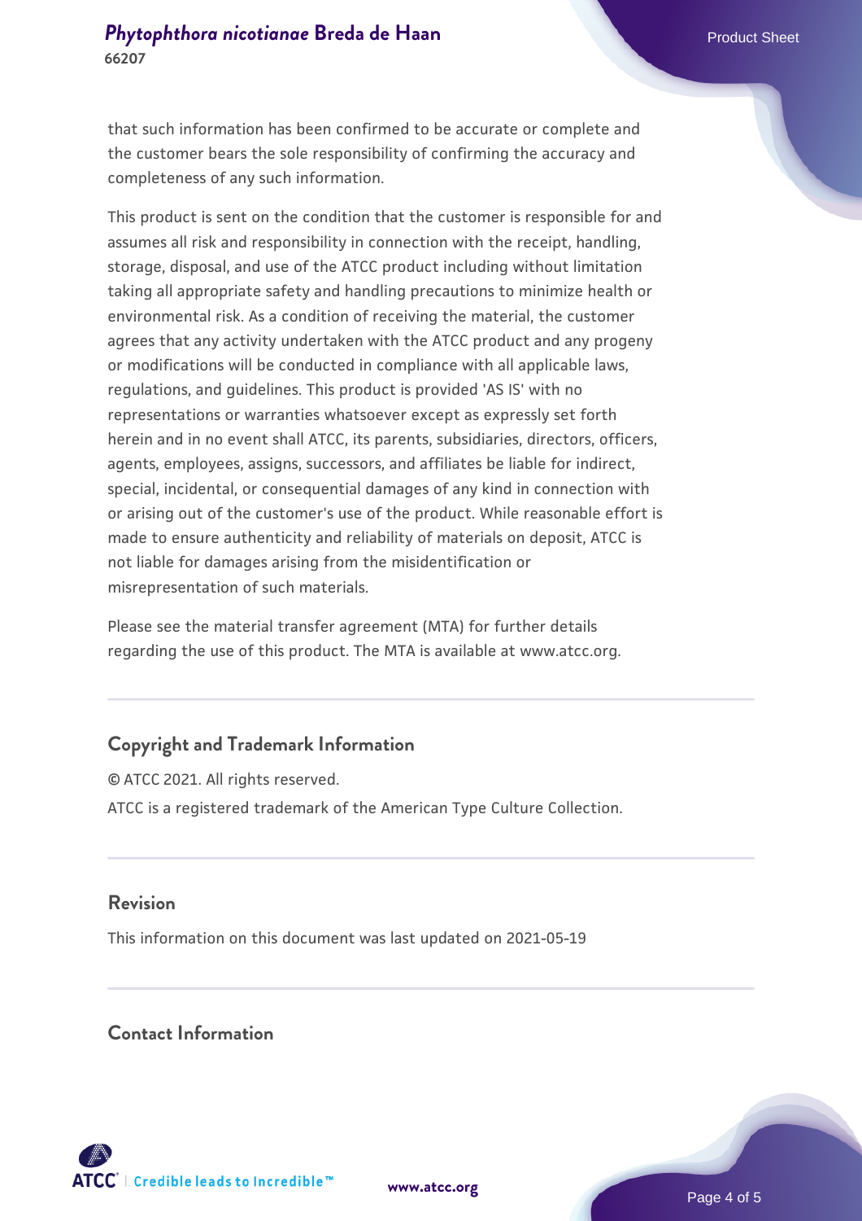that such information has been confirmed to be accurate or complete and the customer bears the sole responsibility of confirming the accuracy and completeness of any such information.

This product is sent on the condition that the customer is responsible for and assumes all risk and responsibility in connection with the receipt, handling, storage, disposal, and use of the ATCC product including without limitation taking all appropriate safety and handling precautions to minimize health or environmental risk. As a condition of receiving the material, the customer agrees that any activity undertaken with the ATCC product and any progeny or modifications will be conducted in compliance with all applicable laws, regulations, and guidelines. This product is provided 'AS IS' with no representations or warranties whatsoever except as expressly set forth herein and in no event shall ATCC, its parents, subsidiaries, directors, officers, agents, employees, assigns, successors, and affiliates be liable for indirect, special, incidental, or consequential damages of any kind in connection with or arising out of the customer's use of the product. While reasonable effort is made to ensure authenticity and reliability of materials on deposit, ATCC is not liable for damages arising from the misidentification or misrepresentation of such materials.

Please see the material transfer agreement (MTA) for further details regarding the use of this product. The MTA is available at www.atcc.org.

## Copyright and Trademark Information

© ATCC 2021. All rights reserved.

ATCC is a registered trademark of the American Type Culture Collection.

## Revision

This information on this document was last updated on 2021-05-19

## Contact Information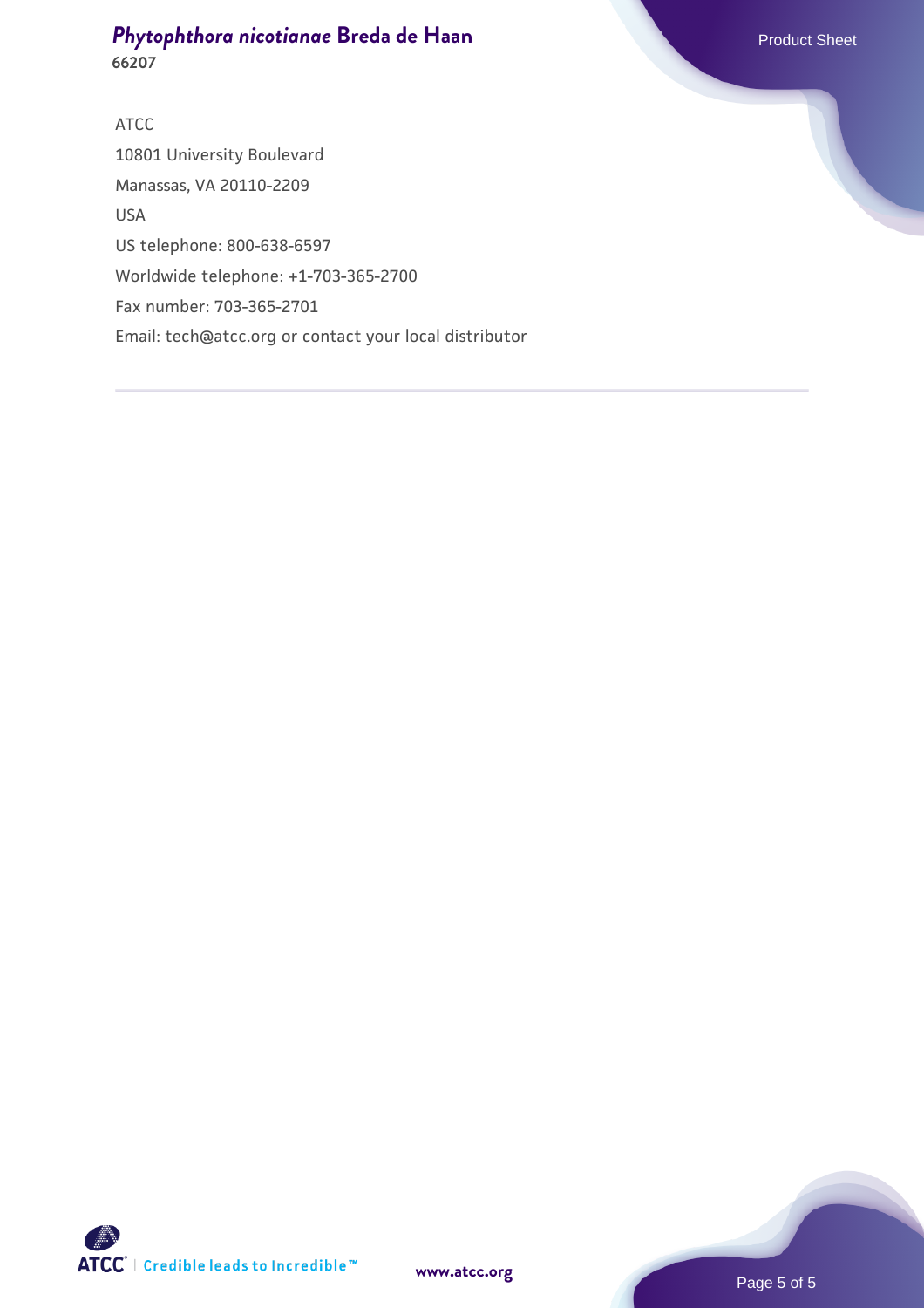ATCC

10801 University Boulevard

Manassas, VA 20110-2209

USA

US telephone: 800-638-6597

Worldwide telephone: +1-703-365-2700

Fax number: 703-365-2701

Email: tech@atcc.org or contact your local distributor